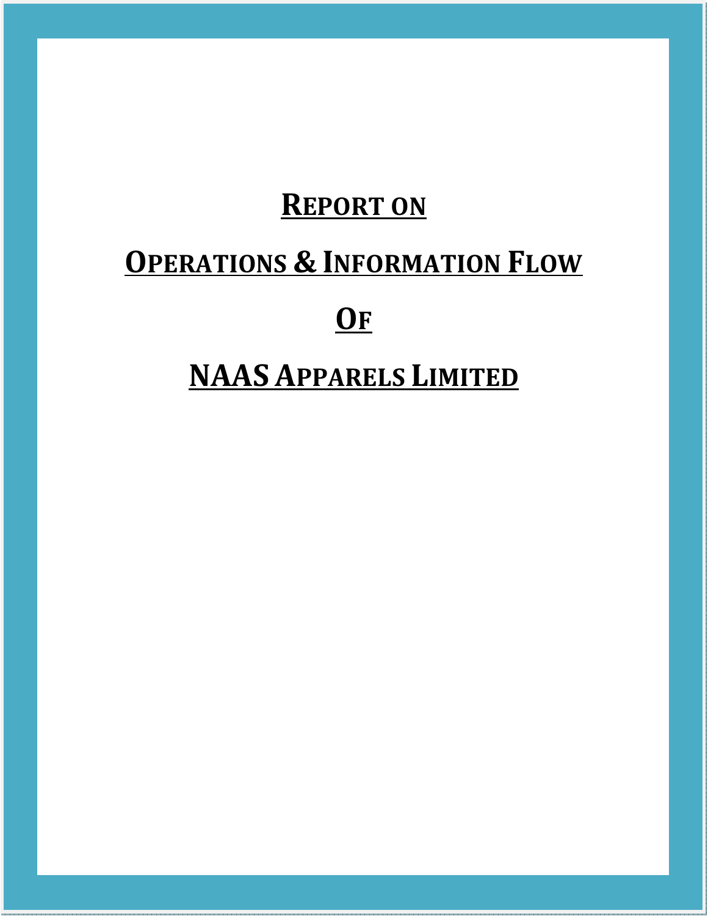# REPORT ON

# OPERATIONS & INFORMATION FLOW

# OF

# NAAS APPARELS LIMITED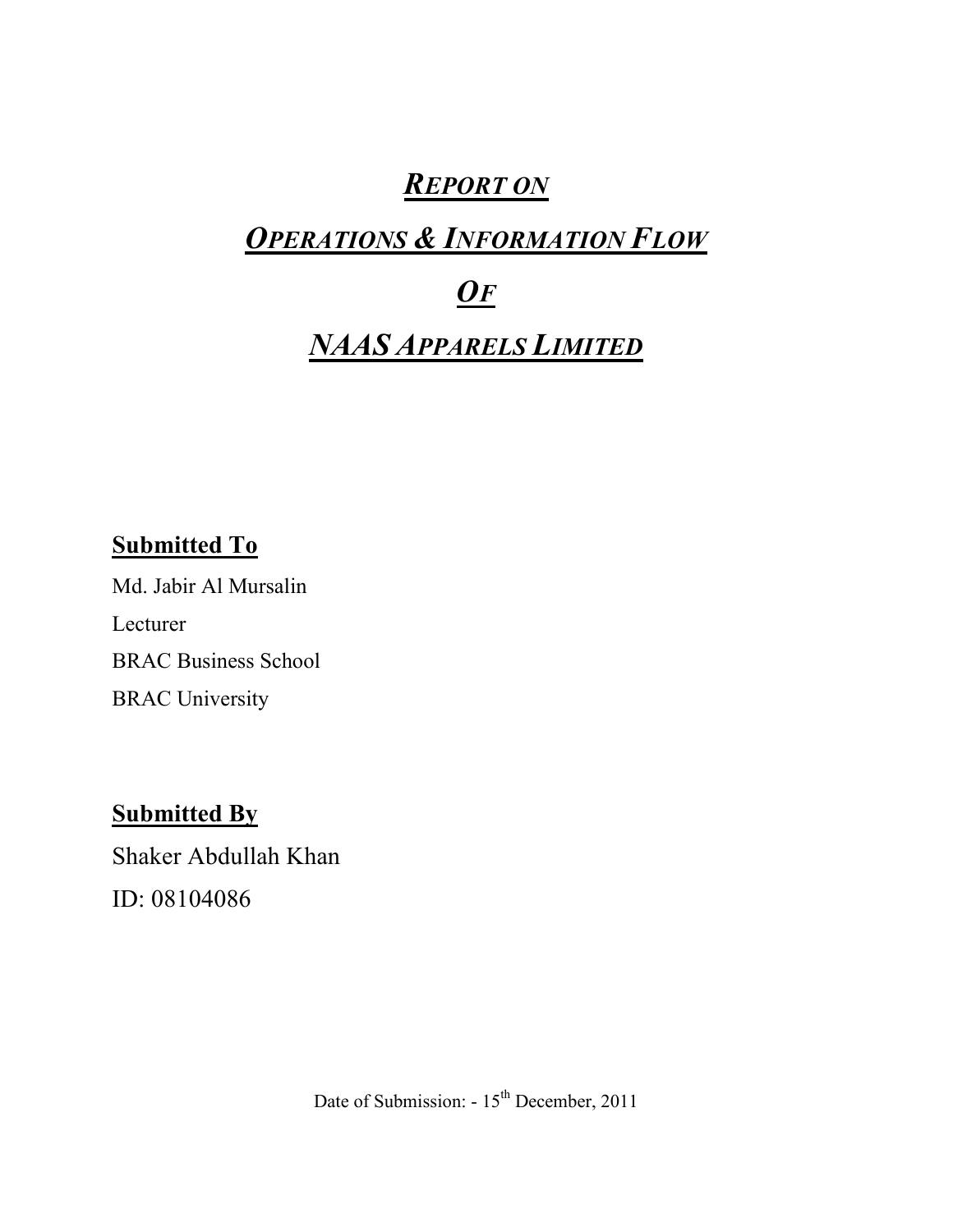# *REPORT ON*

# *OPERATIONS & INFORMATION FLOW*

# *OF*

# *NAAS APPARELS LIMITED*

**Submitted To**

Md. Jabir Al Mursalin

Lecturer

BRAC Business School

BRAC University

**Submitted By**

Shaker Abdullah Khan

ID: 08104086

Date of Submission: - 15th December, 2011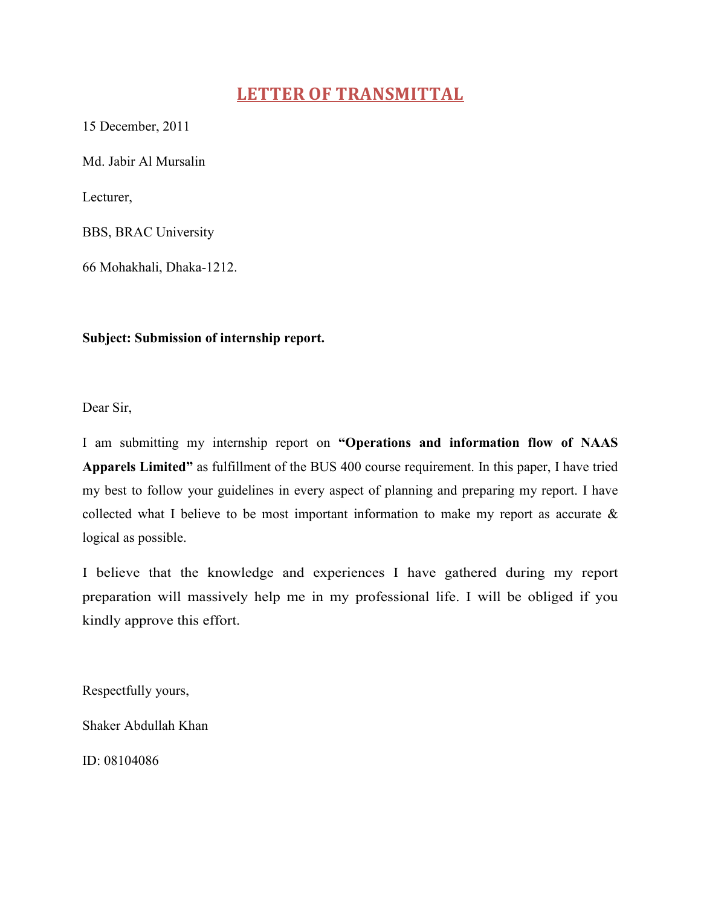# LETTER OF TRANSMITTAL

15 December, 2011

Md. Jabir Al Mursalin

Lecturer,

BBS, BRAC University

66 Mohakhali, Dhaka-1212.

**Subject: Submission of internship report.**

Dear Sir,

I am submitting my internship report on **"Operations and information flow of NAAS Apparels Limited"** as fulfillment of the BUS 400 course requirement. In this paper, I have tried my best to follow your guidelines in every aspect of planning and preparing my report. I have collected what I believe to be most important information to make my report as accurate & logical as possible.

I believe that the knowledge and experiences I have gathered during my report preparation will massively help me in my professional life. I will be obliged if you kindly approve this effort.

Respectfully yours,

Shaker Abdullah Khan

ID: 08104086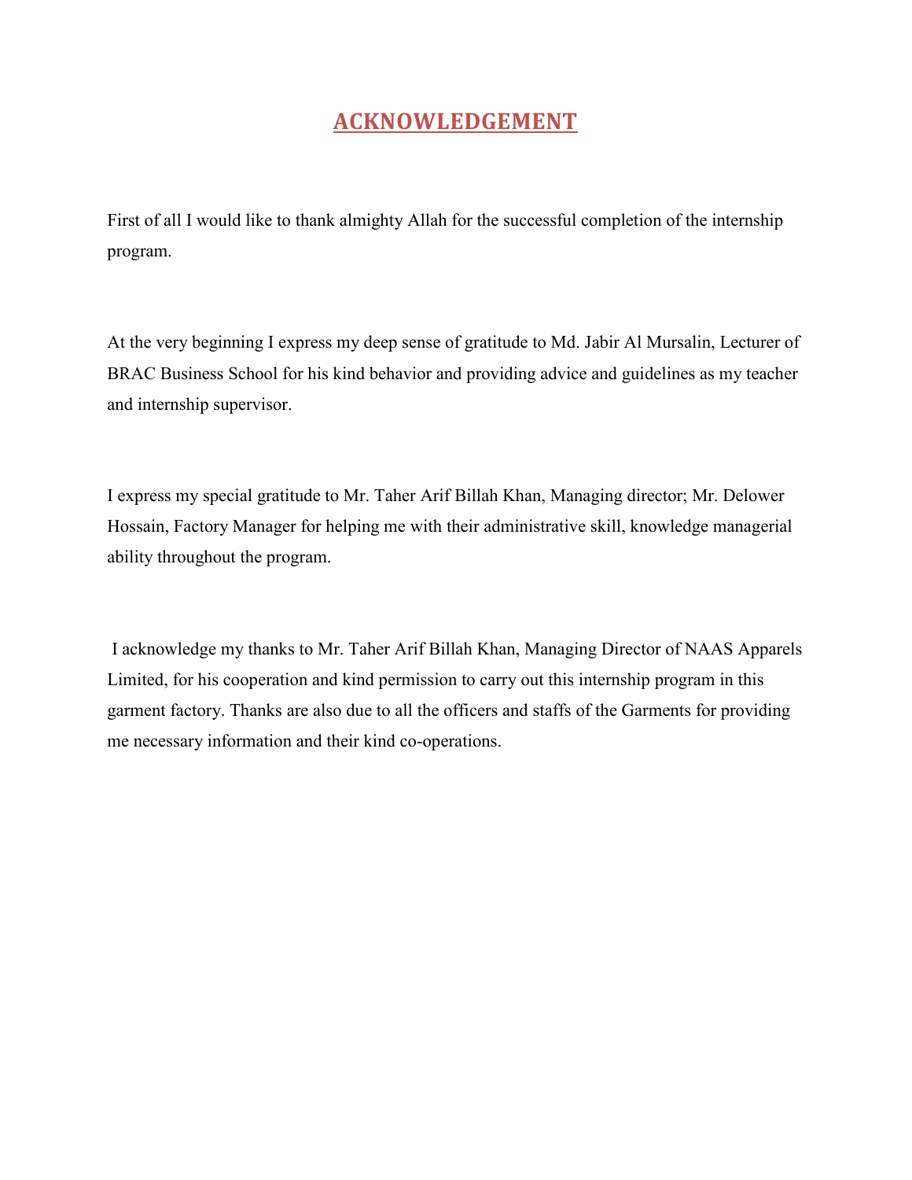# ACKNOWLEDGEMENT

First of all I would like to thank almighty Allah for the successful completion of the internship program.

At the very beginning I express my deep sense of gratitude to Md. Jabir Al Mursalin, Lecturer of BRAC Business School for his kind behavior and providing advice and guidelines as my teacher and internship supervisor.

I express my special gratitude to Mr. Taher Arif Billah Khan, Managing director; Mr. Delower Hossain, Factory Manager for helping me with their administrative skill, knowledge managerial ability throughout the program.

I acknowledge my thanks to Mr. Taher Arif Billah Khan, Managing Director of NAAS Apparels Limited, for his cooperation and kind permission to carry out this internship program in this garment factory. Thanks are also due to all the officers and staffs of the Garments for providing me necessary information and their kind co-operations.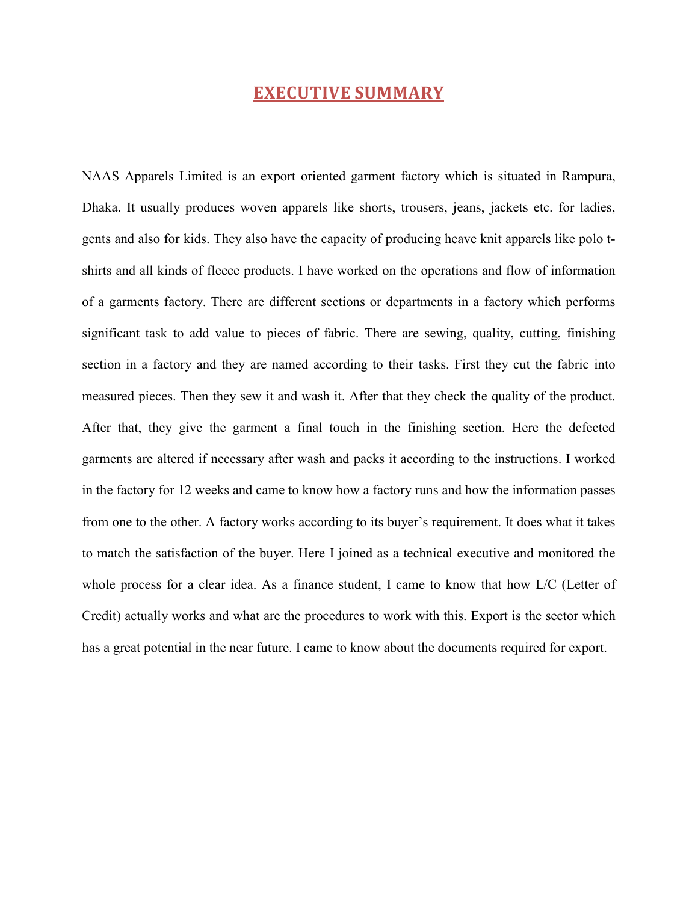# EXECUTIVE SUMMARY

NAAS Apparels Limited is an export oriented garment factory which is situated in Rampura, Dhaka. It usually produces woven apparels like shorts, trousers, jeans, jackets etc. for ladies, gents and also for kids. They also have the capacity of producing heave knit apparels like polo t-shirts and all kinds of fleece products. I have worked on the operations and flow of information of a garments factory. There are different sections or departments in a factory which performs significant task to add value to pieces of fabric. There are sewing, quality, cutting, finishing section in a factory and they are named according to their tasks. First they cut the fabric into measured pieces. Then they sew it and wash it. After that they check the quality of the product. After that, they give the garment a final touch in the finishing section. Here the defected garments are altered if necessary after wash and packs it according to the instructions. I worked in the factory for 12 weeks and came to know how a factory runs and how the information passes from one to the other. A factory works according to its buyer's requirement. It does what it takes to match the satisfaction of the buyer. Here I joined as a technical executive and monitored the whole process for a clear idea. As a finance student, I came to know that how L/C (Letter of Credit) actually works and what are the procedures to work with this. Export is the sector which has a great potential in the near future. I came to know about the documents required for export.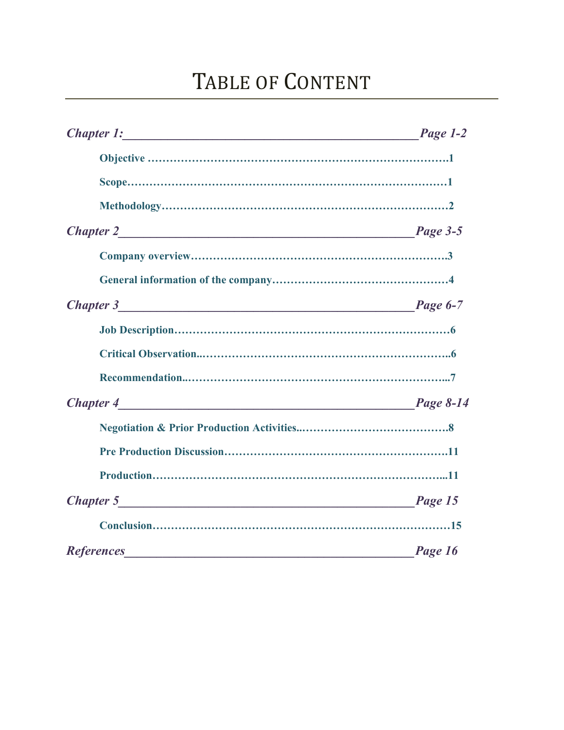# TABLE OF CONTENT

***Chapter 1:______________________________________________Page 1-2***

**Objective ……………………………………………………………………….1**

**Scope…………………………………………………………………………1**

**Methodology…………………………………………………………………2**

***Chapter 2______________________________________________Page 3-5***

**Company overview…………………………………………………………3**

**General information of the company………………………………………4**

***Chapter 3______________________________________________Page 6-7***

**Job Description………………………………………………………………6**

**Critical Observation..………………………………………………………..6**

**Recommendation..…………………………………………………………...7**

***Chapter 4______________________________________________Page 8-14***

**Negotiation & Prior Production Activities..………………………………….8**

**Pre Production Discussion………………………………………………….11**

**Production…………………………………………………………………...11**

***Chapter 5______________________________________________Page 15***

**Conclusion…………………………………………………………………15**

***References______________________________________________Page 16***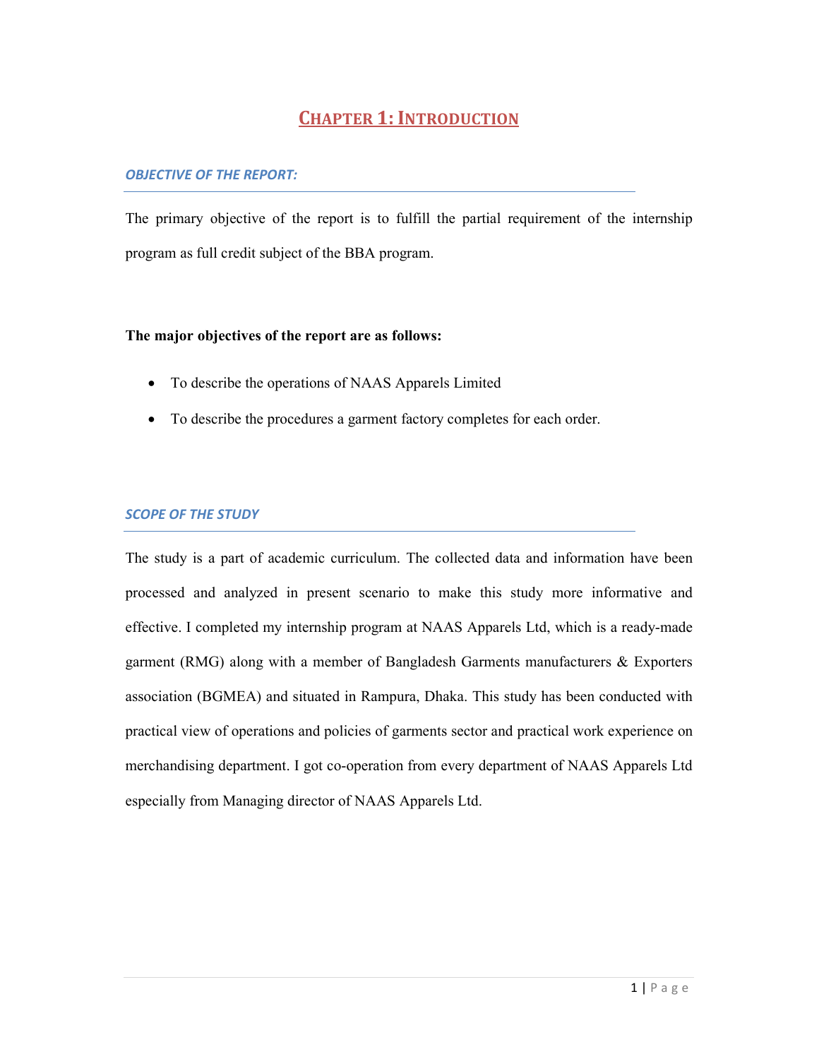# CHAPTER 1: INTRODUCTION

### *OBJECTIVE OF THE REPORT:*

The primary objective of the report is to fulfill the partial requirement of the internship program as full credit subject of the BBA program.

**The major objectives of the report are as follows:**

- To describe the operations of NAAS Apparels Limited
- To describe the procedures a garment factory completes for each order.

### *SCOPE OF THE STUDY*

The study is a part of academic curriculum. The collected data and information have been processed and analyzed in present scenario to make this study more informative and effective. I completed my internship program at NAAS Apparels Ltd, which is a ready-made garment (RMG) along with a member of Bangladesh Garments manufacturers & Exporters association (BGMEA) and situated in Rampura, Dhaka. This study has been conducted with practical view of operations and policies of garments sector and practical work experience on merchandising department. I got co-operation from every department of NAAS Apparels Ltd especially from Managing director of NAAS Apparels Ltd.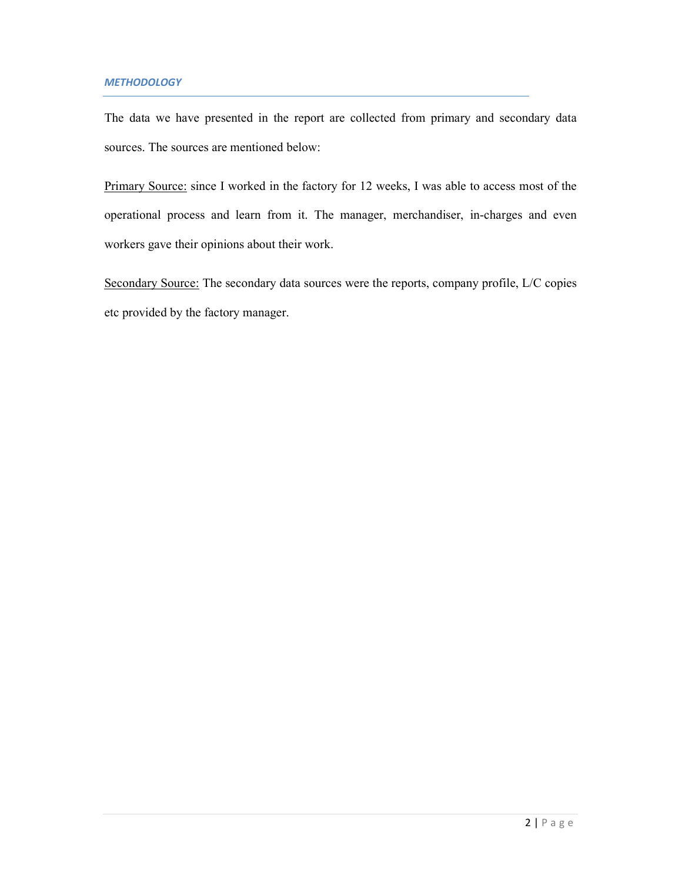## *METHODOLOGY*

The data we have presented in the report are collected from primary and secondary data sources. The sources are mentioned below:

Primary Source: since I worked in the factory for 12 weeks, I was able to access most of the operational process and learn from it. The manager, merchandiser, in-charges and even workers gave their opinions about their work.

Secondary Source: The secondary data sources were the reports, company profile, L/C copies etc provided by the factory manager.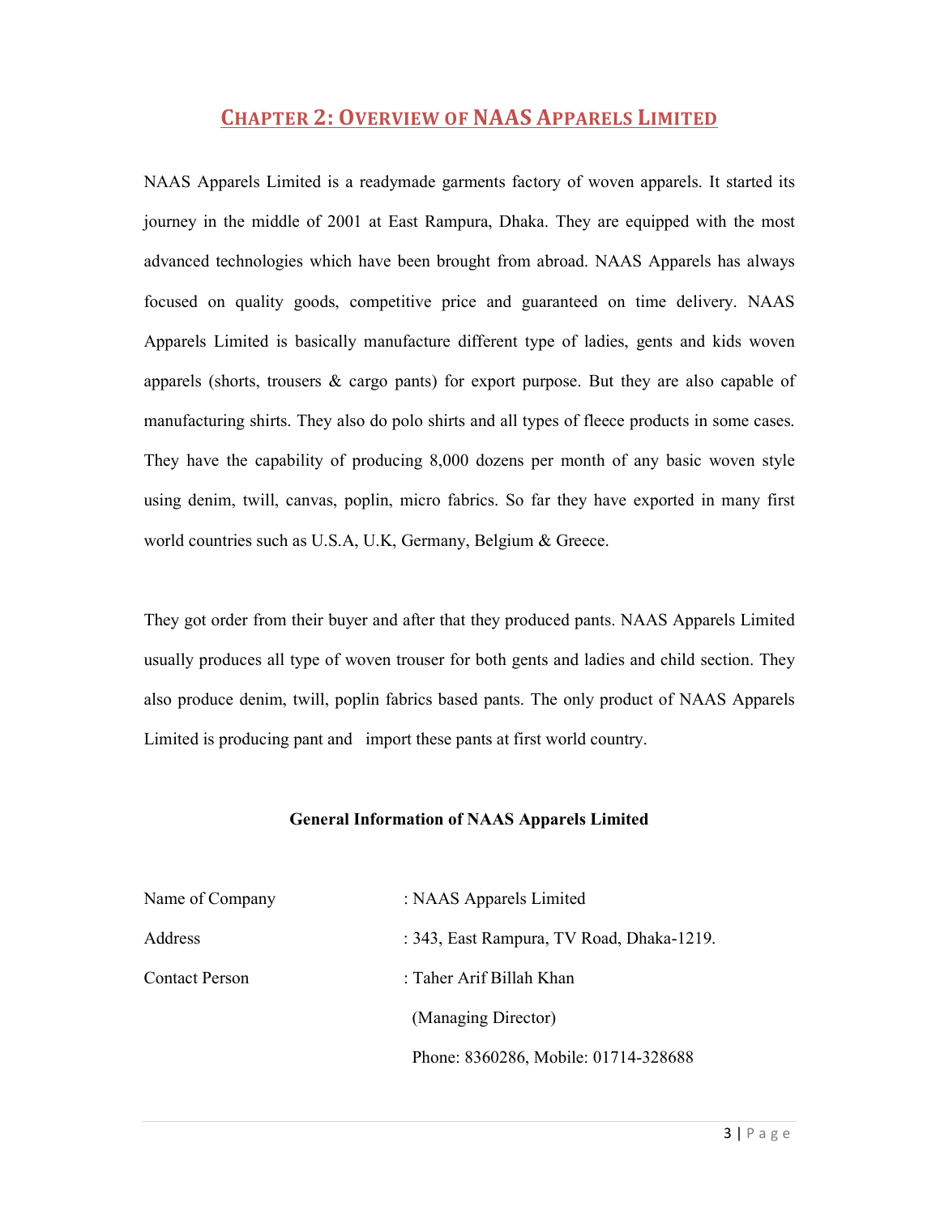# CHAPTER 2: OVERVIEW OF NAAS APPARELS LIMITED

NAAS Apparels Limited is a readymade garments factory of woven apparels. It started its journey in the middle of 2001 at East Rampura, Dhaka. They are equipped with the most advanced technologies which have been brought from abroad. NAAS Apparels has always focused on quality goods, competitive price and guaranteed on time delivery. NAAS Apparels Limited is basically manufacture different type of ladies, gents and kids woven apparels (shorts, trousers & cargo pants) for export purpose. But they are also capable of manufacturing shirts. They also do polo shirts and all types of fleece products in some cases. They have the capability of producing 8,000 dozens per month of any basic woven style using denim, twill, canvas, poplin, micro fabrics. So far they have exported in many first world countries such as U.S.A, U.K, Germany, Belgium & Greece.

They got order from their buyer and after that they produced pants. NAAS Apparels Limited usually produces all type of woven trouser for both gents and ladies and child section. They also produce denim, twill, poplin fabrics based pants. The only product of NAAS Apparels Limited is producing pant and import these pants at first world country.

**General Information of NAAS Apparels Limited**

| | |
|---|---|
| Name of Company | : NAAS Apparels Limited |
| Address | : 343, East Rampura, TV Road, Dhaka-1219. |
| Contact Person | : Taher Arif Billah Khan |
| | (Managing Director) |
| | Phone: 8360286, Mobile: 01714-328688 |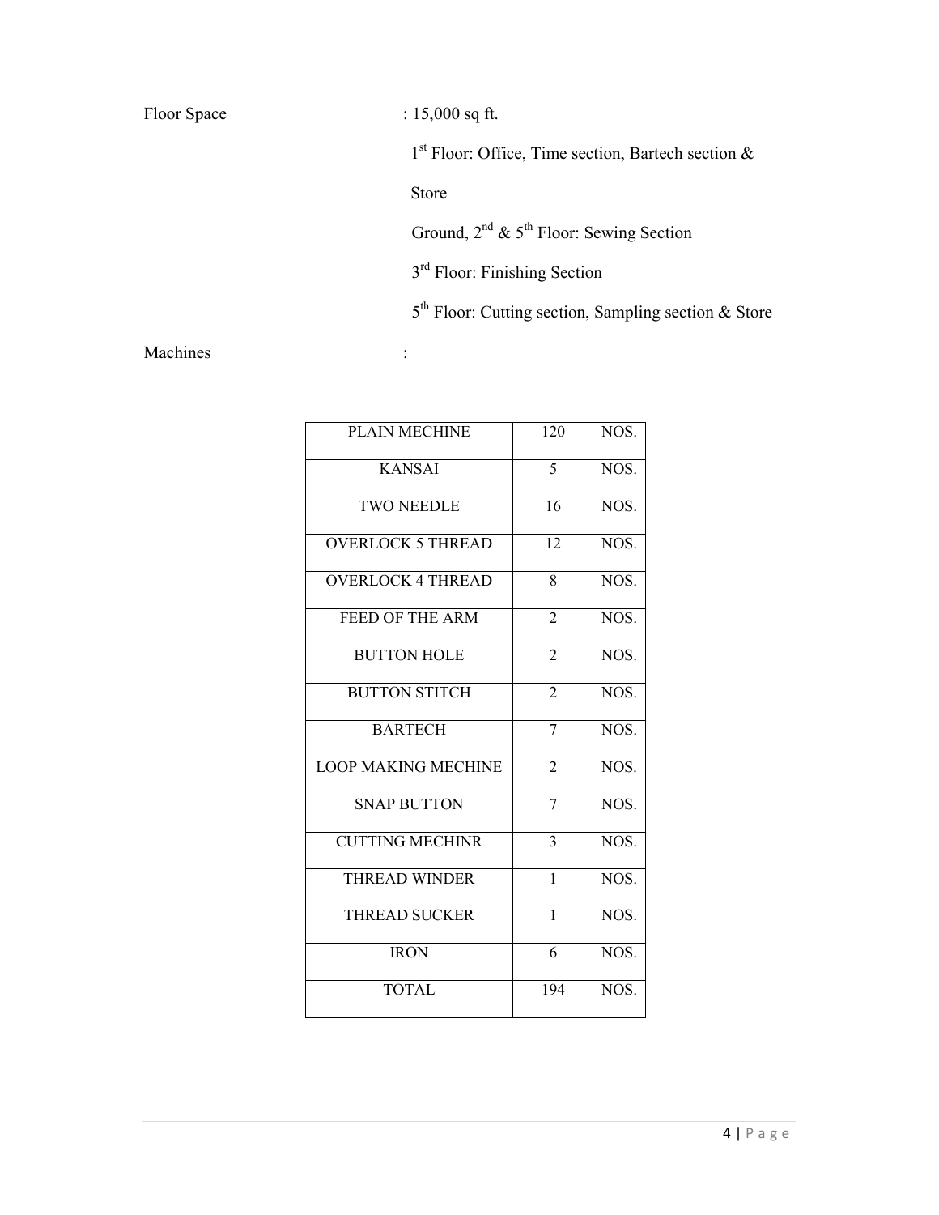Floor Space : 15,000 sq ft.

1st Floor: Office, Time section, Bartech section & Store

Ground, 2nd & 5th Floor: Sewing Section

3rd Floor: Finishing Section

5th Floor: Cutting section, Sampling section & Store

Machines :

| PLAIN MECHINE | 120 | NOS. |
|---|---|---|
| KANSAI | 5 | NOS. |
| TWO NEEDLE | 16 | NOS. |
| OVERLOCK 5 THREAD | 12 | NOS. |
| OVERLOCK 4 THREAD | 8 | NOS. |
| FEED OF THE ARM | 2 | NOS. |
| BUTTON HOLE | 2 | NOS. |
| BUTTON STITCH | 2 | NOS. |
| BARTECH | 7 | NOS. |
| LOOP MAKING MECHINE | 2 | NOS. |
| SNAP BUTTON | 7 | NOS. |
| CUTTING MECHINR | 3 | NOS. |
| THREAD WINDER | 1 | NOS. |
| THREAD SUCKER | 1 | NOS. |
| IRON | 6 | NOS. |
| TOTAL | 194 | NOS. |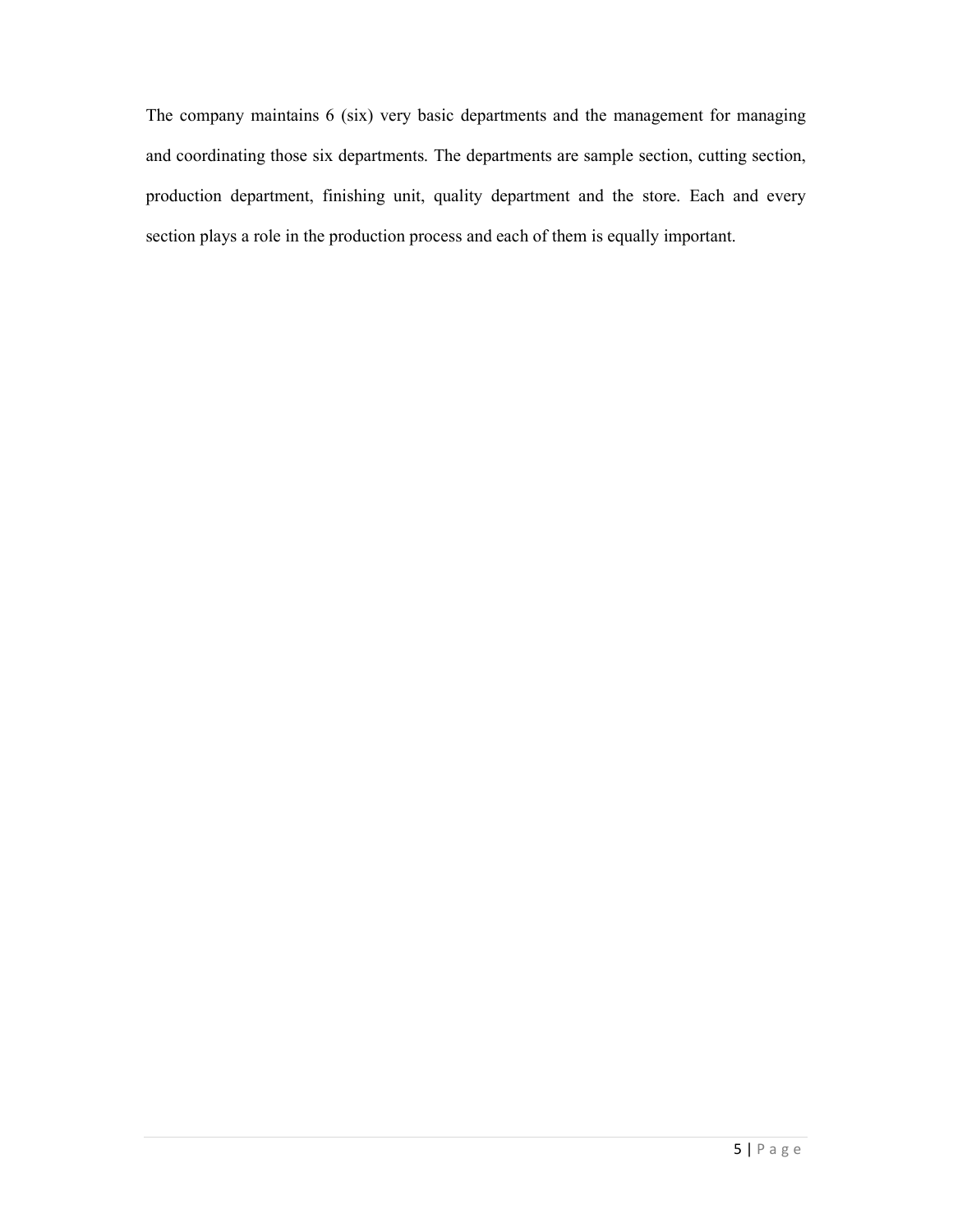The company maintains 6 (six) very basic departments and the management for managing and coordinating those six departments. The departments are sample section, cutting section, production department, finishing unit, quality department and the store. Each and every section plays a role in the production process and each of them is equally important.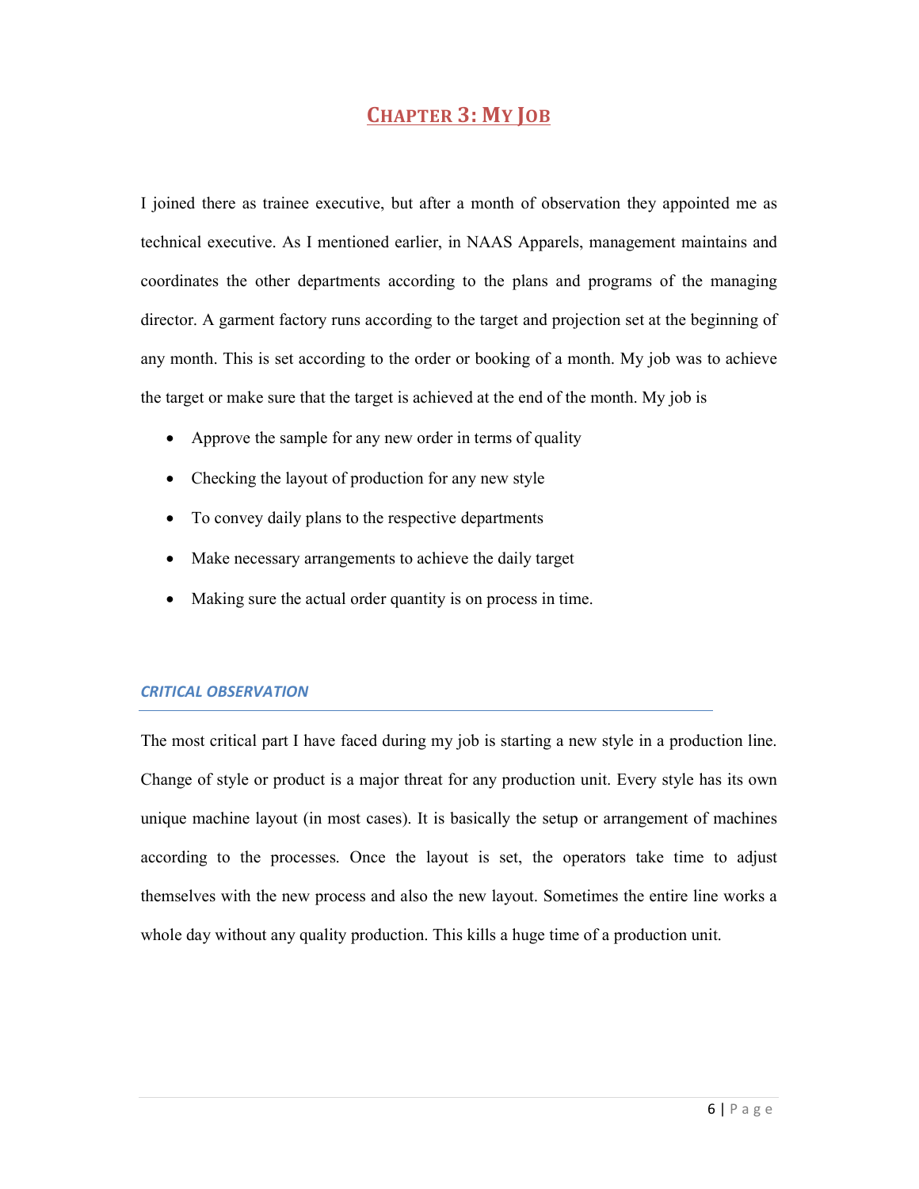# CHAPTER 3: MY JOB

I joined there as trainee executive, but after a month of observation they appointed me as technical executive. As I mentioned earlier, in NAAS Apparels, management maintains and coordinates the other departments according to the plans and programs of the managing director. A garment factory runs according to the target and projection set at the beginning of any month. This is set according to the order or booking of a month. My job was to achieve the target or make sure that the target is achieved at the end of the month. My job is

- Approve the sample for any new order in terms of quality
- Checking the layout of production for any new style
- To convey daily plans to the respective departments
- Make necessary arrangements to achieve the daily target
- Making sure the actual order quantity is on process in time.

### *CRITICAL OBSERVATION*

The most critical part I have faced during my job is starting a new style in a production line. Change of style or product is a major threat for any production unit. Every style has its own unique machine layout (in most cases). It is basically the setup or arrangement of machines according to the processes. Once the layout is set, the operators take time to adjust themselves with the new process and also the new layout. Sometimes the entire line works a whole day without any quality production. This kills a huge time of a production unit.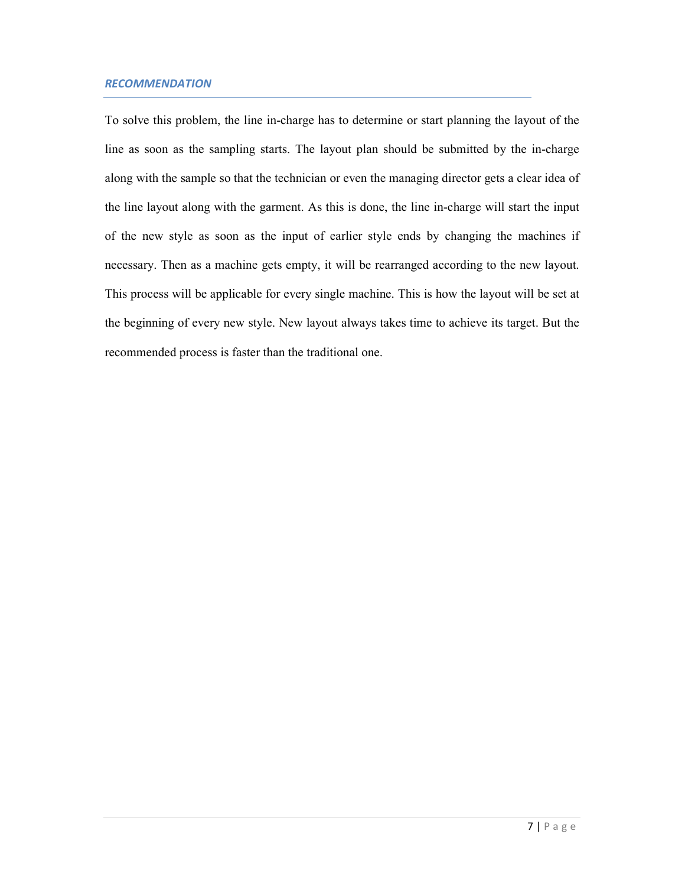## ***RECOMMENDATION***

To solve this problem, the line in-charge has to determine or start planning the layout of the line as soon as the sampling starts. The layout plan should be submitted by the in-charge along with the sample so that the technician or even the managing director gets a clear idea of the line layout along with the garment. As this is done, the line in-charge will start the input of the new style as soon as the input of earlier style ends by changing the machines if necessary. Then as a machine gets empty, it will be rearranged according to the new layout. This process will be applicable for every single machine. This is how the layout will be set at the beginning of every new style. New layout always takes time to achieve its target. But the recommended process is faster than the traditional one.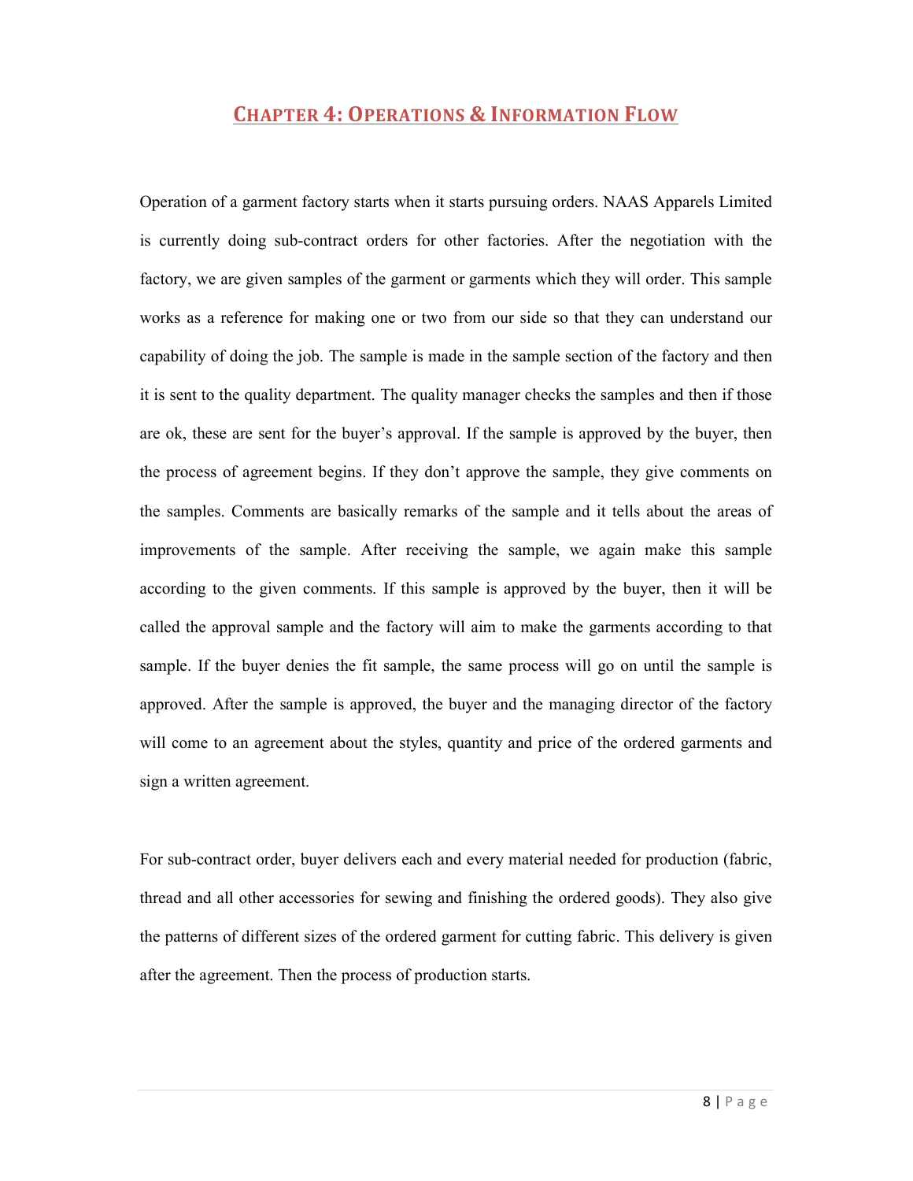# Chapter 4: Operations & Information Flow

Operation of a garment factory starts when it starts pursuing orders. NAAS Apparels Limited is currently doing sub-contract orders for other factories. After the negotiation with the factory, we are given samples of the garment or garments which they will order. This sample works as a reference for making one or two from our side so that they can understand our capability of doing the job. The sample is made in the sample section of the factory and then it is sent to the quality department. The quality manager checks the samples and then if those are ok, these are sent for the buyer's approval. If the sample is approved by the buyer, then the process of agreement begins. If they don't approve the sample, they give comments on the samples. Comments are basically remarks of the sample and it tells about the areas of improvements of the sample. After receiving the sample, we again make this sample according to the given comments. If this sample is approved by the buyer, then it will be called the approval sample and the factory will aim to make the garments according to that sample. If the buyer denies the fit sample, the same process will go on until the sample is approved. After the sample is approved, the buyer and the managing director of the factory will come to an agreement about the styles, quantity and price of the ordered garments and sign a written agreement.

For sub-contract order, buyer delivers each and every material needed for production (fabric, thread and all other accessories for sewing and finishing the ordered goods). They also give the patterns of different sizes of the ordered garment for cutting fabric. This delivery is given after the agreement. Then the process of production starts.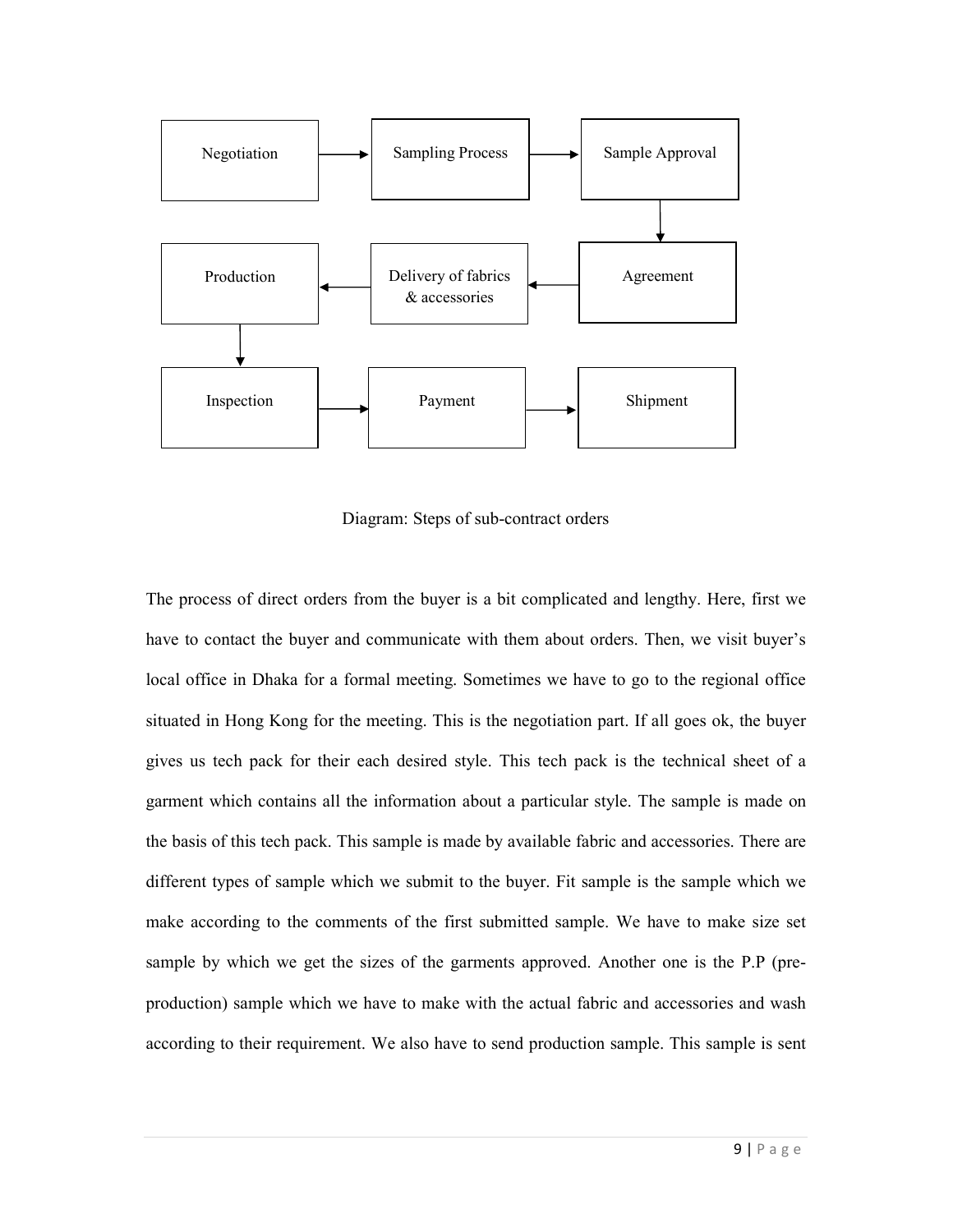Negotiation → Sampling Process → Sample Approval → Agreement → Delivery of fabrics & accessories → Production → Inspection → Payment → Shipment

Diagram: Steps of sub-contract orders

The process of direct orders from the buyer is a bit complicated and lengthy. Here, first we have to contact the buyer and communicate with them about orders. Then, we visit buyer's local office in Dhaka for a formal meeting. Sometimes we have to go to the regional office situated in Hong Kong for the meeting. This is the negotiation part. If all goes ok, the buyer gives us tech pack for their each desired style. This tech pack is the technical sheet of a garment which contains all the information about a particular style. The sample is made on the basis of this tech pack. This sample is made by available fabric and accessories. There are different types of sample which we submit to the buyer. Fit sample is the sample which we make according to the comments of the first submitted sample. We have to make size set sample by which we get the sizes of the garments approved. Another one is the P.P (pre-production) sample which we have to make with the actual fabric and accessories and wash according to their requirement. We also have to send production sample. This sample is sent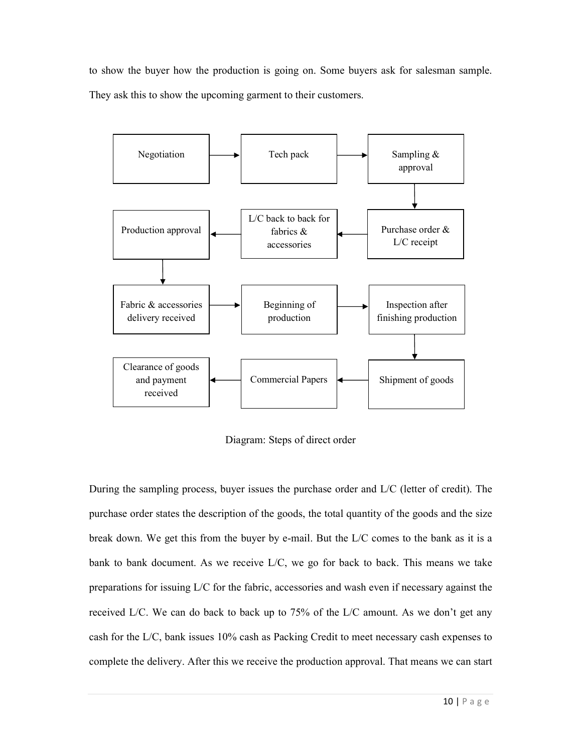to show the buyer how the production is going on. Some buyers ask for salesman sample. They ask this to show the upcoming garment to their customers.

Negotiation → Tech pack → Sampling & approval → Purchase order & L/C receipt → L/C back to back for fabrics & accessories → Production approval → Fabric & accessories delivery received → Beginning of production → Inspection after finishing production → Shipment of goods → Commercial Papers → Clearance of goods and payment received

Diagram: Steps of direct order

During the sampling process, buyer issues the purchase order and L/C (letter of credit). The purchase order states the description of the goods, the total quantity of the goods and the size break down. We get this from the buyer by e-mail. But the L/C comes to the bank as it is a bank to bank document. As we receive L/C, we go for back to back. This means we take preparations for issuing L/C for the fabric, accessories and wash even if necessary against the received L/C. We can do back to back up to 75% of the L/C amount. As we don't get any cash for the L/C, bank issues 10% cash as Packing Credit to meet necessary cash expenses to complete the delivery. After this we receive the production approval. That means we can start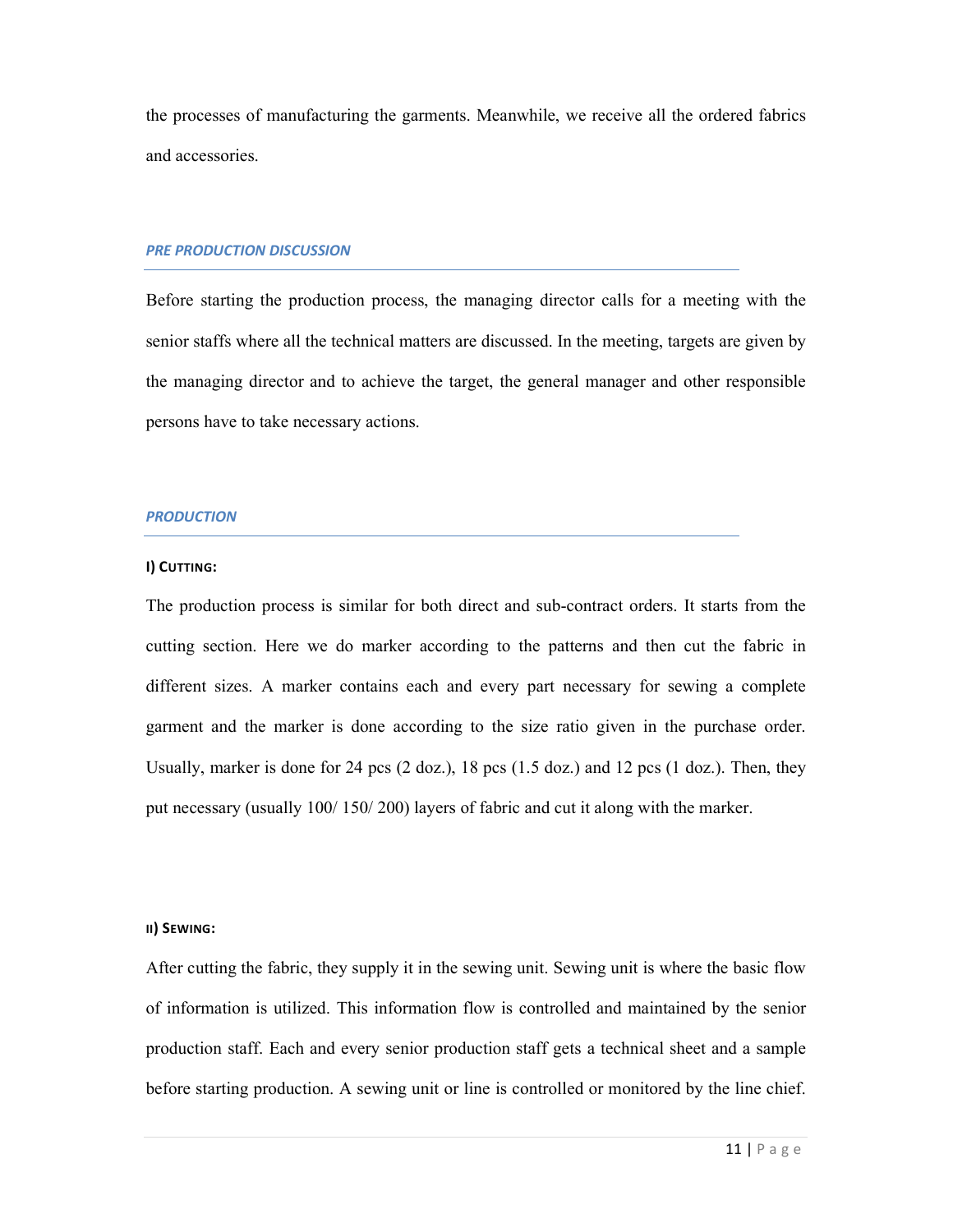the processes of manufacturing the garments. Meanwhile, we receive all the ordered fabrics and accessories.

## *PRE PRODUCTION DISCUSSION*

Before starting the production process, the managing director calls for a meeting with the senior staffs where all the technical matters are discussed. In the meeting, targets are given by the managing director and to achieve the target, the general manager and other responsible persons have to take necessary actions.

## *PRODUCTION*

### I) CUTTING:

The production process is similar for both direct and sub-contract orders. It starts from the cutting section. Here we do marker according to the patterns and then cut the fabric in different sizes. A marker contains each and every part necessary for sewing a complete garment and the marker is done according to the size ratio given in the purchase order. Usually, marker is done for 24 pcs (2 doz.), 18 pcs (1.5 doz.) and 12 pcs (1 doz.). Then, they put necessary (usually 100/ 150/ 200) layers of fabric and cut it along with the marker.

### II) SEWING:

After cutting the fabric, they supply it in the sewing unit. Sewing unit is where the basic flow of information is utilized. This information flow is controlled and maintained by the senior production staff. Each and every senior production staff gets a technical sheet and a sample before starting production. A sewing unit or line is controlled or monitored by the line chief.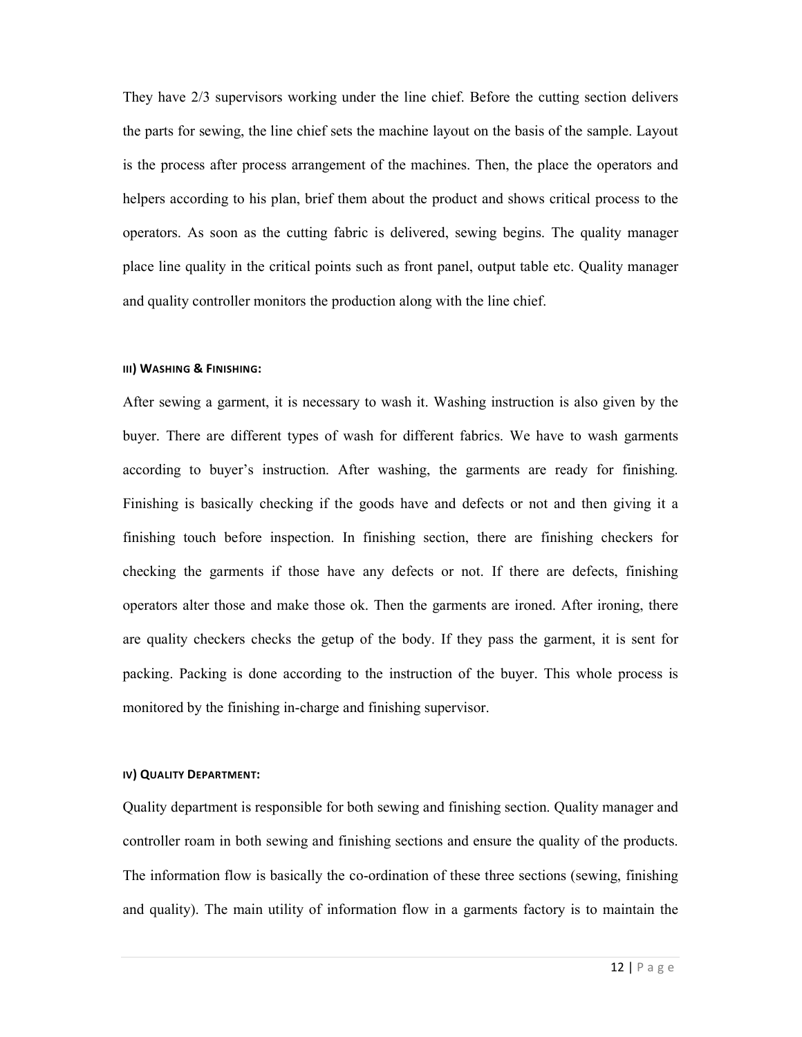They have 2/3 supervisors working under the line chief. Before the cutting section delivers the parts for sewing, the line chief sets the machine layout on the basis of the sample. Layout is the process after process arrangement of the machines. Then, the place the operators and helpers according to his plan, brief them about the product and shows critical process to the operators. As soon as the cutting fabric is delivered, sewing begins. The quality manager place line quality in the critical points such as front panel, output table etc. Quality manager and quality controller monitors the production along with the line chief.

##### III) WASHING & FINISHING:

After sewing a garment, it is necessary to wash it. Washing instruction is also given by the buyer. There are different types of wash for different fabrics. We have to wash garments according to buyer's instruction. After washing, the garments are ready for finishing. Finishing is basically checking if the goods have and defects or not and then giving it a finishing touch before inspection. In finishing section, there are finishing checkers for checking the garments if those have any defects or not. If there are defects, finishing operators alter those and make those ok. Then the garments are ironed. After ironing, there are quality checkers checks the getup of the body. If they pass the garment, it is sent for packing. Packing is done according to the instruction of the buyer. This whole process is monitored by the finishing in-charge and finishing supervisor.

##### IV) QUALITY DEPARTMENT:

Quality department is responsible for both sewing and finishing section. Quality manager and controller roam in both sewing and finishing sections and ensure the quality of the products. The information flow is basically the co-ordination of these three sections (sewing, finishing and quality). The main utility of information flow in a garments factory is to maintain the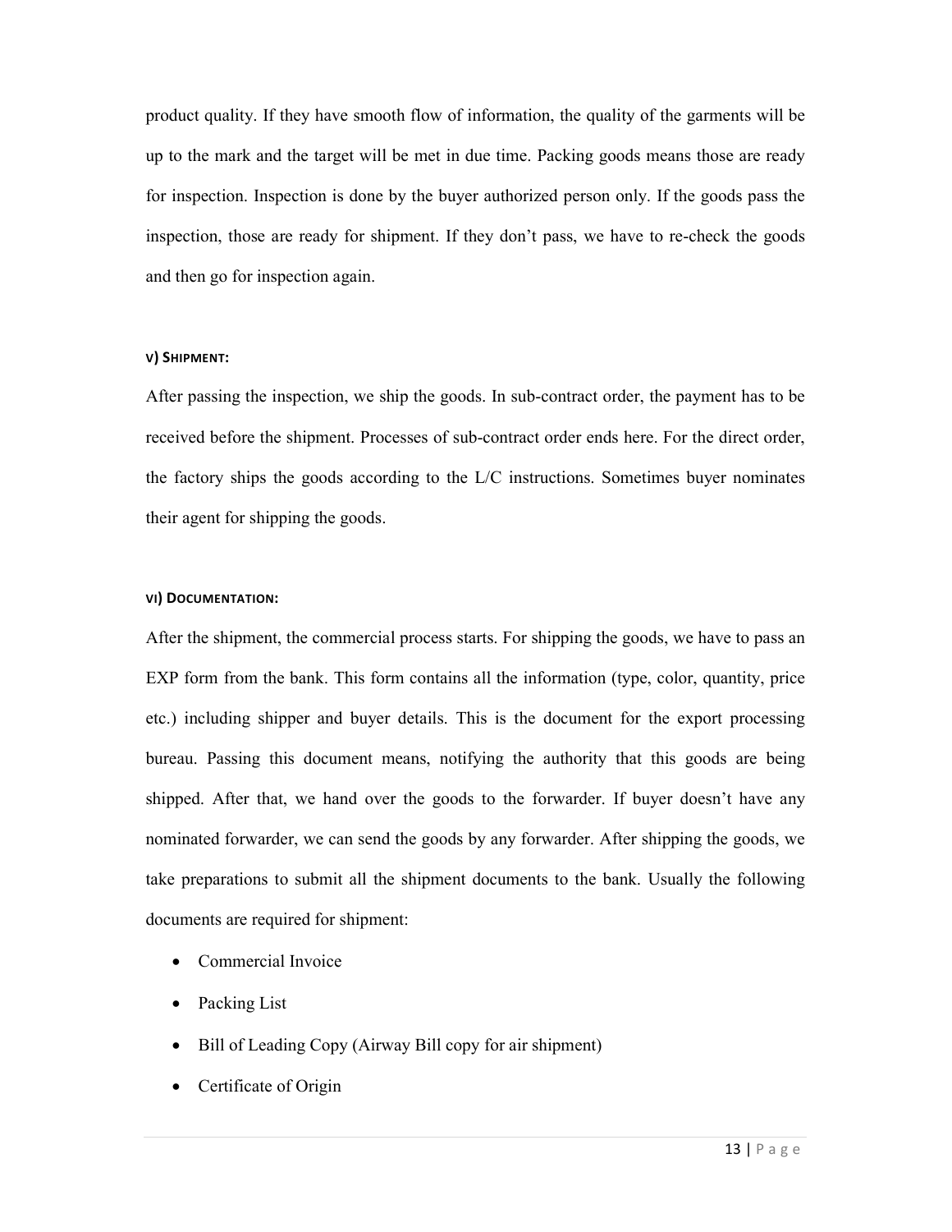product quality. If they have smooth flow of information, the quality of the garments will be up to the mark and the target will be met in due time. Packing goods means those are ready for inspection. Inspection is done by the buyer authorized person only. If the goods pass the inspection, those are ready for shipment. If they don't pass, we have to re-check the goods and then go for inspection again.

#### v) Shipment:

After passing the inspection, we ship the goods. In sub-contract order, the payment has to be received before the shipment. Processes of sub-contract order ends here. For the direct order, the factory ships the goods according to the L/C instructions. Sometimes buyer nominates their agent for shipping the goods.

#### vi) Documentation:

After the shipment, the commercial process starts. For shipping the goods, we have to pass an EXP form from the bank. This form contains all the information (type, color, quantity, price etc.) including shipper and buyer details. This is the document for the export processing bureau. Passing this document means, notifying the authority that this goods are being shipped. After that, we hand over the goods to the forwarder. If buyer doesn't have any nominated forwarder, we can send the goods by any forwarder. After shipping the goods, we take preparations to submit all the shipment documents to the bank. Usually the following documents are required for shipment:

- Commercial Invoice
- Packing List
- Bill of Leading Copy (Airway Bill copy for air shipment)
- Certificate of Origin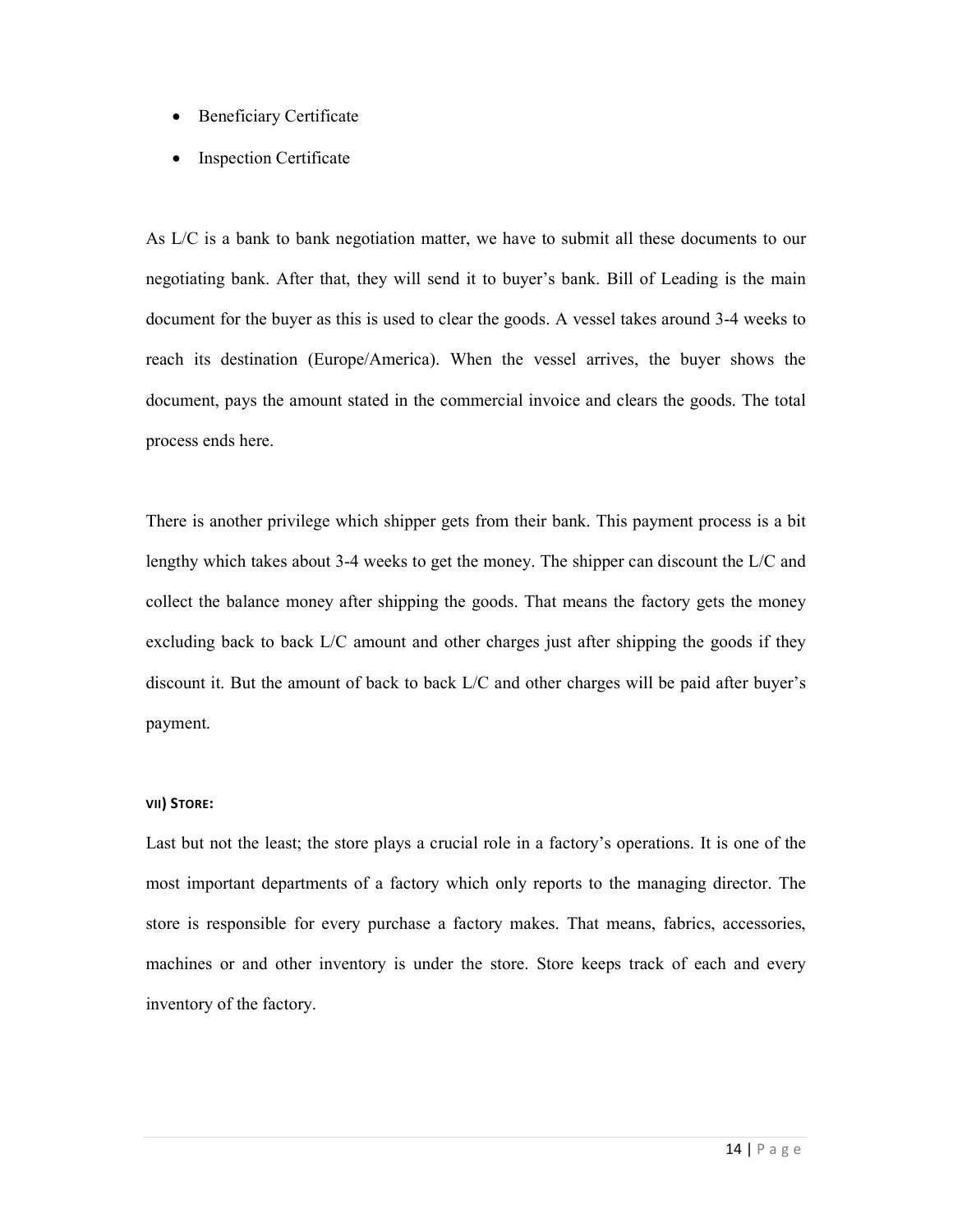- Beneficiary Certificate
- Inspection Certificate

As L/C is a bank to bank negotiation matter, we have to submit all these documents to our negotiating bank. After that, they will send it to buyer's bank. Bill of Leading is the main document for the buyer as this is used to clear the goods. A vessel takes around 3-4 weeks to reach its destination (Europe/America). When the vessel arrives, the buyer shows the document, pays the amount stated in the commercial invoice and clears the goods. The total process ends here.

There is another privilege which shipper gets from their bank. This payment process is a bit lengthy which takes about 3-4 weeks to get the money. The shipper can discount the L/C and collect the balance money after shipping the goods. That means the factory gets the money excluding back to back L/C amount and other charges just after shipping the goods if they discount it. But the amount of back to back L/C and other charges will be paid after buyer's payment.

#### VII) STORE:

Last but not the least; the store plays a crucial role in a factory's operations. It is one of the most important departments of a factory which only reports to the managing director. The store is responsible for every purchase a factory makes. That means, fabrics, accessories, machines or and other inventory is under the store. Store keeps track of each and every inventory of the factory.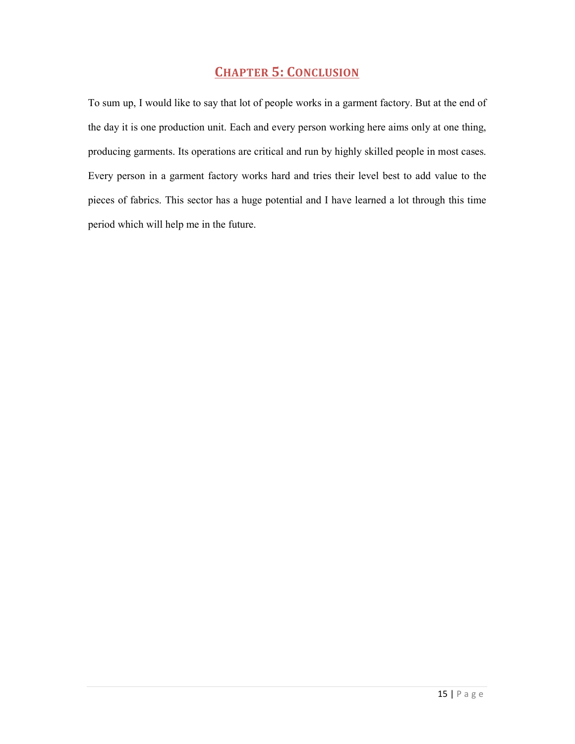# CHAPTER 5: CONCLUSION

To sum up, I would like to say that lot of people works in a garment factory. But at the end of the day it is one production unit. Each and every person working here aims only at one thing, producing garments. Its operations are critical and run by highly skilled people in most cases. Every person in a garment factory works hard and tries their level best to add value to the pieces of fabrics. This sector has a huge potential and I have learned a lot through this time period which will help me in the future.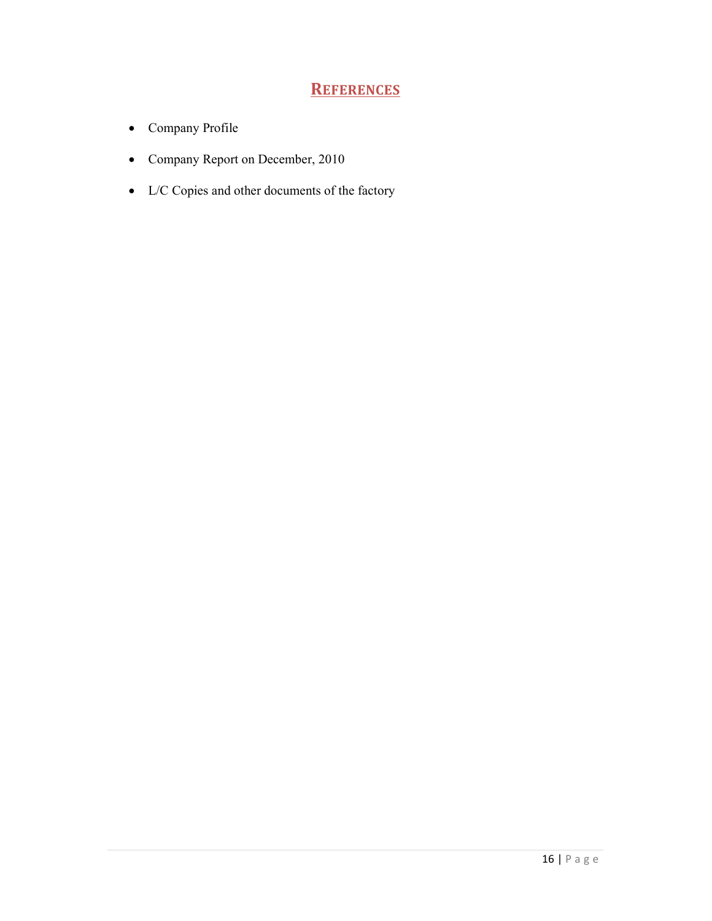# REFERENCES

- Company Profile
- Company Report on December, 2010
- L/C Copies and other documents of the factory